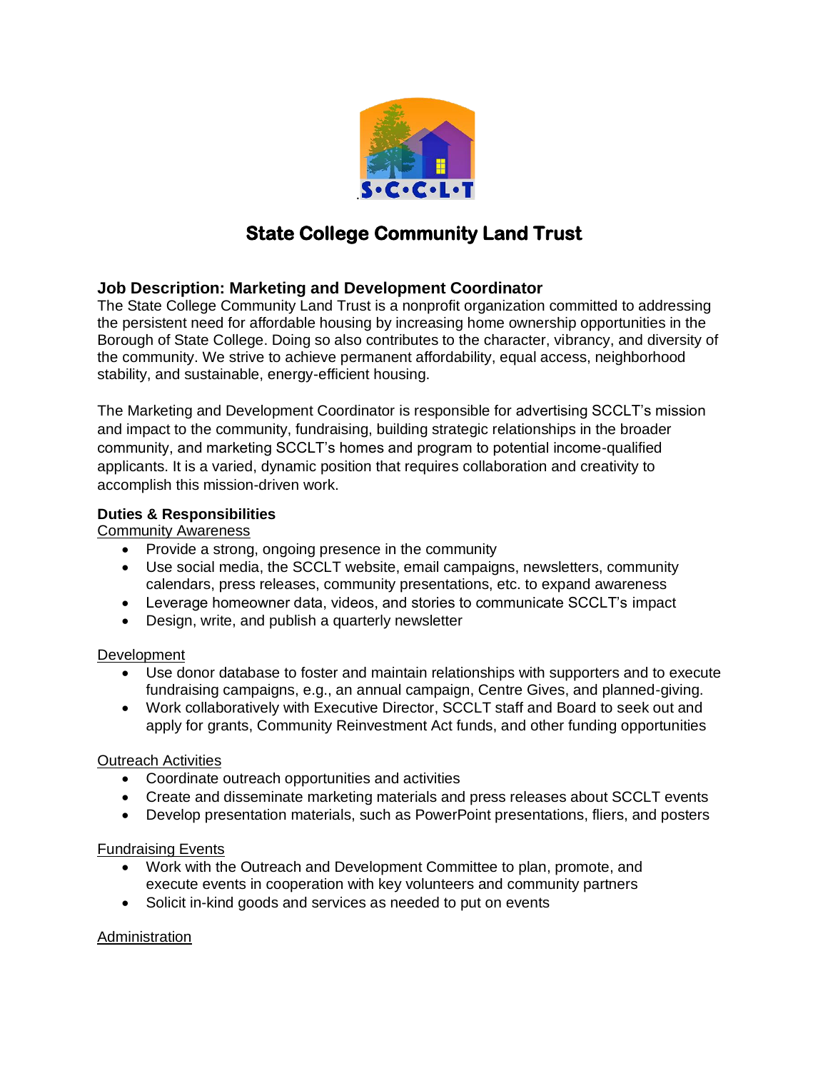# State College Community Land Trust

## Job Description: Marketing and Development Coordinator

The State College Community Land Trust is a nonprofit organization committed to addressing the persistent need for affordable housing by increasing home ownership opportunities in the Borough of State College. Doing so also contributes to the character, vibrancy, and diversity of the community. We strive to achieve permanent affordability, equal access, neighborhood stability, and sustainable, energy-efficient housing.

The Marketing and Development Coordinator is responsible for advertising SCCLT's mission and impact to the community, fundraising, building strategic relationships in the broader community, and marketing SCCLT's homes and program to potential income-qualified applicants. It is a varied, dynamic position that requires collaboration and creativity to accomplish this mission-driven work.

### Duties & Responsibilities

<u>Community Awareness</u>

- Provide a strong, ongoing presence in the community
- Use social media, the SCCLT website, email campaigns, newsletters, community calendars, press releases, community presentations, etc. to expand awareness
- Leverage homeowner data, videos, and stories to communicate SCCLT's impact
- Design, write, and publish a quarterly newsletter

<u>Development</u>

- Use donor database to foster and maintain relationships with supporters and to execute fundraising campaigns, e.g., an annual campaign, Centre Gives, and planned-giving.
- Work collaboratively with Executive Director, SCCLT staff and Board to seek out and apply for grants, Community Reinvestment Act funds, and other funding opportunities

<u>Outreach Activities</u>

- Coordinate outreach opportunities and activities
- Create and disseminate marketing materials and press releases about SCCLT events
- Develop presentation materials, such as PowerPoint presentations, fliers, and posters

<u>Fundraising Events</u>

- Work with the Outreach and Development Committee to plan, promote, and execute events in cooperation with key volunteers and community partners
- Solicit in-kind goods and services as needed to put on events

<u>Administration</u>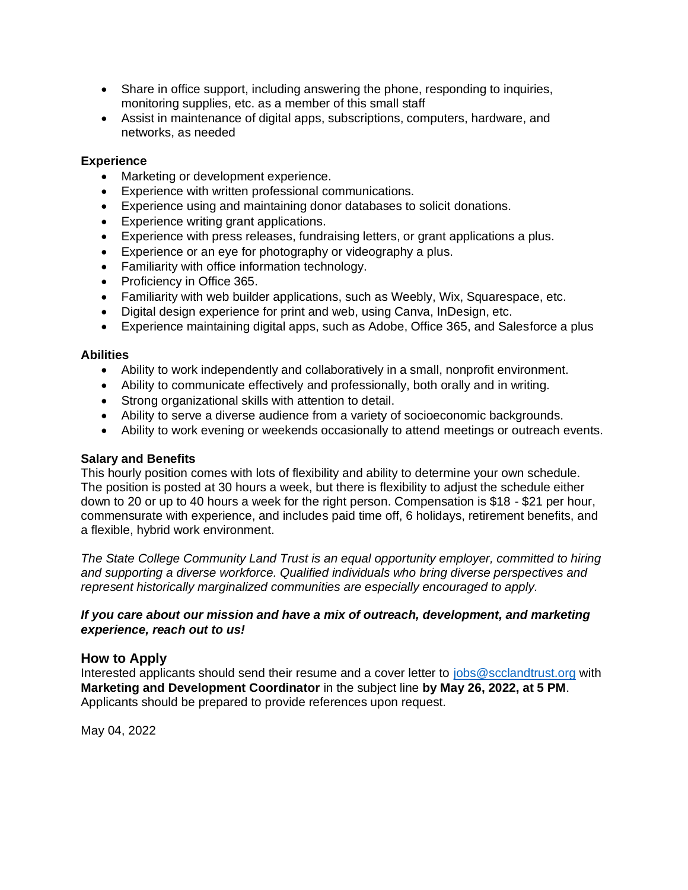- Share in office support, including answering the phone, responding to inquiries, monitoring supplies, etc. as a member of this small staff
- Assist in maintenance of digital apps, subscriptions, computers, hardware, and networks, as needed

**Experience**

- Marketing or development experience.
- Experience with written professional communications.
- Experience using and maintaining donor databases to solicit donations.
- Experience writing grant applications.
- Experience with press releases, fundraising letters, or grant applications a plus.
- Experience or an eye for photography or videography a plus.
- Familiarity with office information technology.
- Proficiency in Office 365.
- Familiarity with web builder applications, such as Weebly, Wix, Squarespace, etc.
- Digital design experience for print and web, using Canva, InDesign, etc.
- Experience maintaining digital apps, such as Adobe, Office 365, and Salesforce a plus

**Abilities**

- Ability to work independently and collaboratively in a small, nonprofit environment.
- Ability to communicate effectively and professionally, both orally and in writing.
- Strong organizational skills with attention to detail.
- Ability to serve a diverse audience from a variety of socioeconomic backgrounds.
- Ability to work evening or weekends occasionally to attend meetings or outreach events.

**Salary and Benefits**

This hourly position comes with lots of flexibility and ability to determine your own schedule. The position is posted at 30 hours a week, but there is flexibility to adjust the schedule either down to 20 or up to 40 hours a week for the right person. Compensation is $18 - $21 per hour, commensurate with experience, and includes paid time off, 6 holidays, retirement benefits, and a flexible, hybrid work environment.

*The State College Community Land Trust is an equal opportunity employer, committed to hiring and supporting a diverse workforce. Qualified individuals who bring diverse perspectives and represent historically marginalized communities are especially encouraged to apply.*

***If you care about our mission and have a mix of outreach, development, and marketing experience, reach out to us!***

## How to Apply

Interested applicants should send their resume and a cover letter to jobs@scclandtrust.org with **Marketing and Development Coordinator** in the subject line **by May 26, 2022, at 5 PM**. Applicants should be prepared to provide references upon request.

May 04, 2022